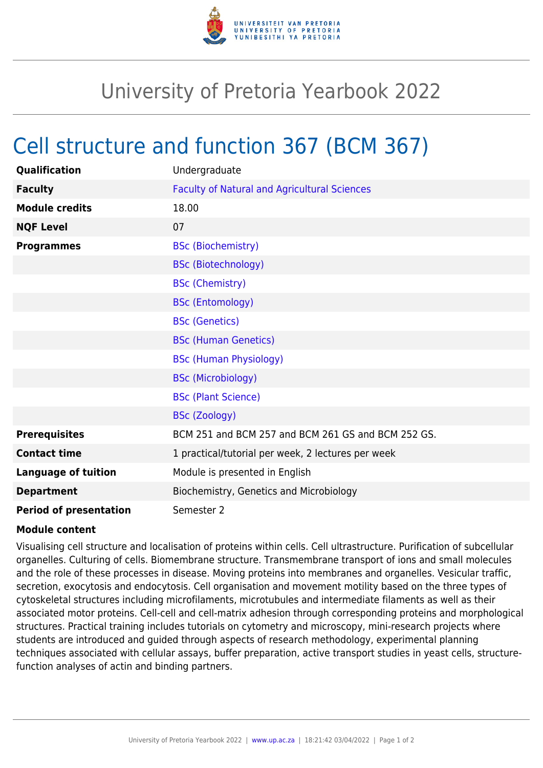# University of Pretoria Yearbook 2022

## Cell structure and function 367 (BCM 367)

| | |
|---|---|
| **Qualification** | Undergraduate |
| **Faculty** | Faculty of Natural and Agricultural Sciences |
| **Module credits** | 18.00 |
| **NQF Level** | 07 |
| **Programmes** | BSc (Biochemistry) |
| | BSc (Biotechnology) |
| | BSc (Chemistry) |
| | BSc (Entomology) |
| | BSc (Genetics) |
| | BSc (Human Genetics) |
| | BSc (Human Physiology) |
| | BSc (Microbiology) |
| | BSc (Plant Science) |
| | BSc (Zoology) |
| **Prerequisites** | BCM 251 and BCM 257 and BCM 261 GS and BCM 252 GS. |
| **Contact time** | 1 practical/tutorial per week, 2 lectures per week |
| **Language of tuition** | Module is presented in English |
| **Department** | Biochemistry, Genetics and Microbiology |
| **Period of presentation** | Semester 2 |

**Module content**

Visualising cell structure and localisation of proteins within cells. Cell ultrastructure. Purification of subcellular organelles. Culturing of cells. Biomembrane structure. Transmembrane transport of ions and small molecules and the role of these processes in disease. Moving proteins into membranes and organelles. Vesicular traffic, secretion, exocytosis and endocytosis. Cell organisation and movement motility based on the three types of cytoskeletal structures including microfilaments, microtubules and intermediate filaments as well as their associated motor proteins. Cell-cell and cell-matrix adhesion through corresponding proteins and morphological structures. Practical training includes tutorials on cytometry and microscopy, mini-research projects where students are introduced and guided through aspects of research methodology, experimental planning techniques associated with cellular assays, buffer preparation, active transport studies in yeast cells, structure-function analyses of actin and binding partners.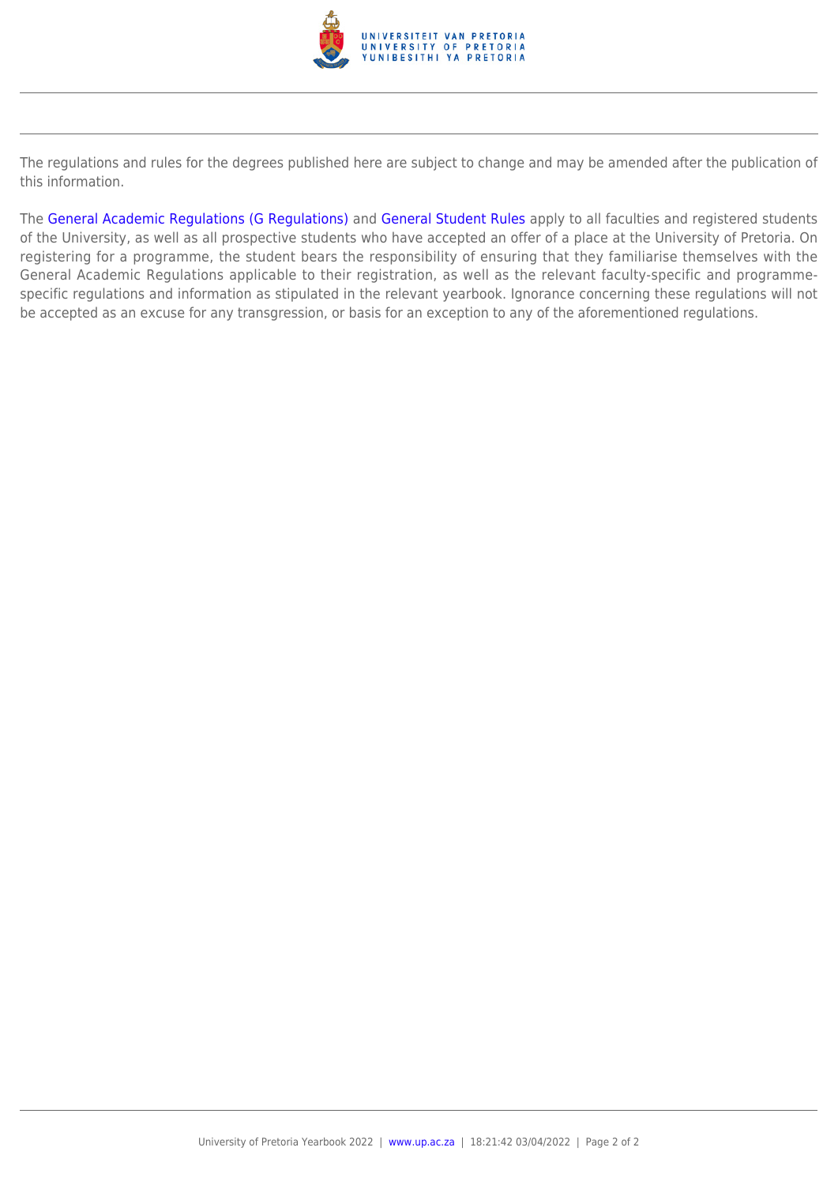The regulations and rules for the degrees published here are subject to change and may be amended after the publication of this information.

The General Academic Regulations (G Regulations) and General Student Rules apply to all faculties and registered students of the University, as well as all prospective students who have accepted an offer of a place at the University of Pretoria. On registering for a programme, the student bears the responsibility of ensuring that they familiarise themselves with the General Academic Regulations applicable to their registration, as well as the relevant faculty-specific and programme-specific regulations and information as stipulated in the relevant yearbook. Ignorance concerning these regulations will not be accepted as an excuse for any transgression, or basis for an exception to any of the aforementioned regulations.